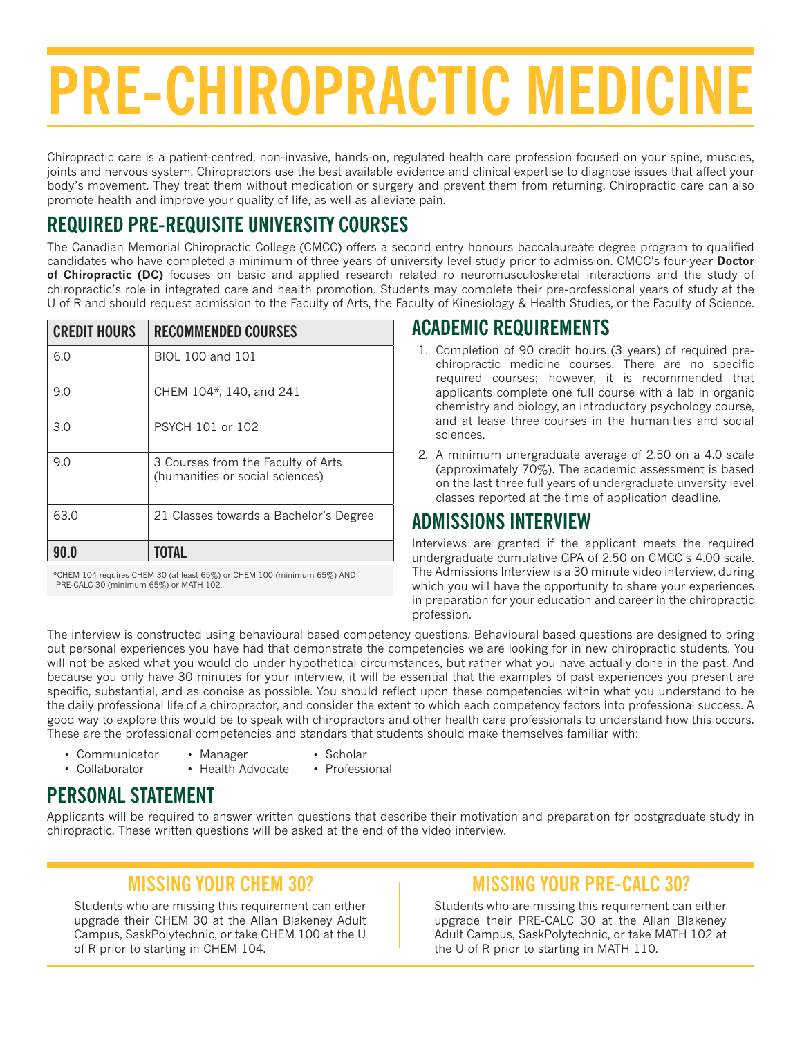# PRE-CHIROPRACTIC MEDICINE

Chiropractic care is a patient-centred, non-invasive, hands-on, regulated health care profession focused on your spine, muscles, joints and nervous system. Chiropractors use the best available evidence and clinical expertise to diagnose issues that affect your body's movement. They treat them without medication or surgery and prevent them from returning. Chiropractic care can also promote health and improve your quality of life, as well as alleviate pain.

## REQUIRED PRE-REQUISITE UNIVERSITY COURSES

The Canadian Memorial Chiropractic College (CMCC) offers a second entry honours baccalaureate degree program to qualified candidates who have completed a minimum of three years of university level study prior to admission. CMCC's four-year **Doctor of Chiropractic (DC)** focuses on basic and applied research related ro neuromusculoskeletal interactions and the study of chiropractic's role in integrated care and health promotion. Students may complete their pre-professional years of study at the U of R and should request admission to the Faculty of Arts, the Faculty of Kinesiology & Health Studies, or the Faculty of Science.

| CREDIT HOURS | RECOMMENDED COURSES |
|---|---|
| 6.0 | BIOL 100 and 101 |
| 9.0 | CHEM 104*, 140, and 241 |
| 3.0 | PSYCH 101 or 102 |
| 9.0 | 3 Courses from the Faculty of Arts (humanities or social sciences) |
| 63.0 | 21 Classes towards a Bachelor's Degree |
| **90.0** | **TOTAL** |

*CHEM 104 requires CHEM 30 (at least 65%) or CHEM 100 (minimum 65%) AND PRE-CALC 30 (minimum 65%) or MATH 102.

## ACADEMIC REQUIREMENTS

1. Completion of 90 credit hours (3 years) of required pre-chiropractic medicine courses. There are no specific required courses; however, it is recommended that applicants complete one full course with a lab in organic chemistry and biology, an introductory psychology course, and at lease three courses in the humanities and social sciences.
2. A minimum unergraduate average of 2.50 on a 4.0 scale (approximately 70%). The academic assessment is based on the last three full years of undergraduate unversity level classes reported at the time of application deadline.

## ADMISSIONS INTERVIEW

Interviews are granted if the applicant meets the required undergraduate cumulative GPA of 2.50 on CMCC's 4.00 scale. The Admissions Interview is a 30 minute video interview, during which you will have the opportunity to share your experiences in preparation for your education and career in the chiropractic profession.

The interview is constructed using behavioural based competency questions. Behavioural based questions are designed to bring out personal experiences you have had that demonstrate the competencies we are looking for in new chiropractic students. You will not be asked what you would do under hypothetical circumstances, but rather what you have actually done in the past. And because you only have 30 minutes for your interview, it will be essential that the examples of past experiences you present are specific, substantial, and as concise as possible. You should reflect upon these competencies within what you understand to be the daily professional life of a chiropractor, and consider the extent to which each competency factors into professional success. A good way to explore this would be to speak with chiropractors and other health care professionals to understand how this occurs. These are the professional competencies and standards that students should make themselves familiar with:

- Communicator
- Collaborator
- Manager
- Health Advocate
- Scholar
- Professional

## PERSONAL STATEMENT

Applicants will be required to answer written questions that describe their motivation and preparation for postgraduate study in chiropractic. These written questions will be asked at the end of the video interview.

## MISSING YOUR CHEM 30?

Students who are missing this requirement can either upgrade their CHEM 30 at the Allan Blakeney Adult Campus, SaskPolytechnic, or take CHEM 100 at the U of R prior to starting in CHEM 104.

## MISSING YOUR PRE-CALC 30?

Students who are missing this requirement can either upgrade their PRE-CALC 30 at the Allan Blakeney Adult Campus, SaskPolytechnic, or take MATH 102 at the U of R prior to starting in MATH 110.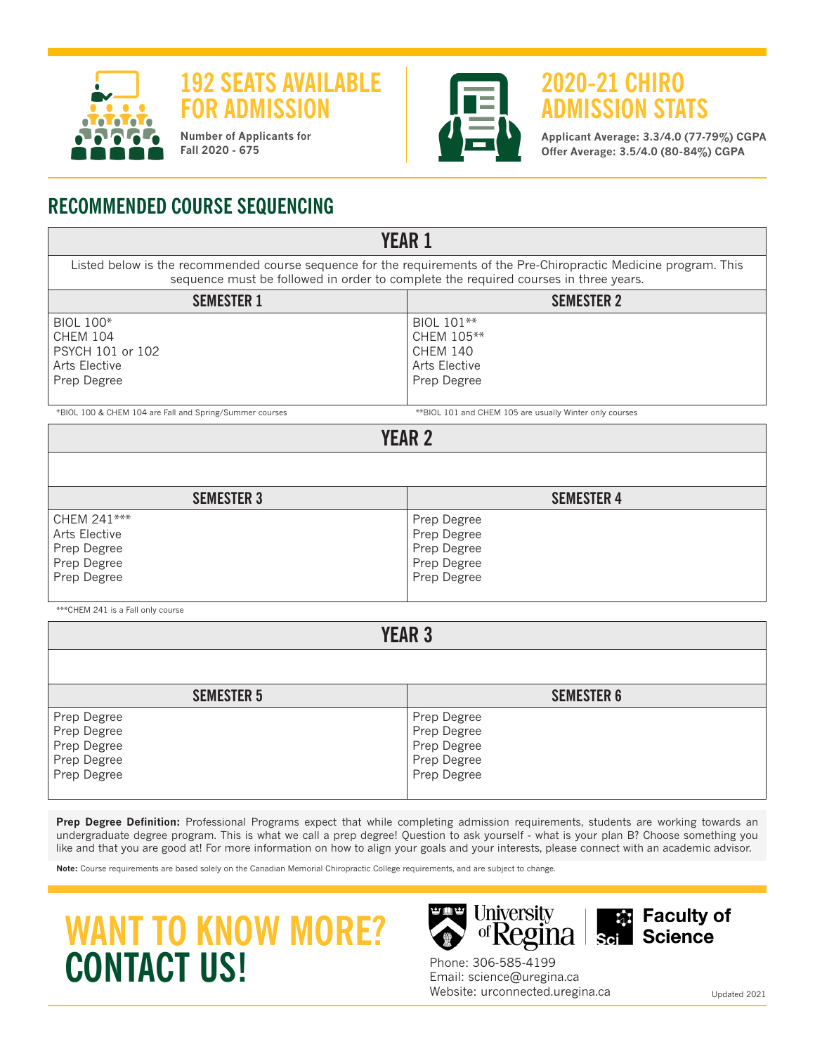## 192 SEATS AVAILABLE FOR ADMISSION

**Number of Applicants for Fall 2020 - 675**

## 2020-21 CHIRO ADMISSION STATS

**Applicant Average: 3.3/4.0 (77-79%) CGPA**
**Offer Average: 3.5/4.0 (80-84%) CGPA**

## RECOMMENDED COURSE SEQUENCING

### YEAR 1

Listed below is the recommended course sequence for the requirements of the Pre-Chiropractic Medicine program. This sequence must be followed in order to complete the required courses in three years.

| SEMESTER 1 | SEMESTER 2 |
|---|---|
| BIOL 100* | BIOL 101** |
| CHEM 104 | CHEM 105** |
| PSYCH 101 or 102 | CHEM 140 |
| Arts Elective | Arts Elective |
| Prep Degree | Prep Degree |

*BIOL 100 & CHEM 104 are Fall and Spring/Summer courses

**BIOL 101 and CHEM 105 are usually Winter only courses

### YEAR 2

| SEMESTER 3 | SEMESTER 4 |
|---|---|
| CHEM 241*** | Prep Degree |
| Arts Elective | Prep Degree |
| Prep Degree | Prep Degree |
| Prep Degree | Prep Degree |
| Prep Degree | Prep Degree |

***CHEM 241 is a Fall only course

### YEAR 3

| SEMESTER 5 | SEMESTER 6 |
|---|---|
| Prep Degree | Prep Degree |
| Prep Degree | Prep Degree |
| Prep Degree | Prep Degree |
| Prep Degree | Prep Degree |
| Prep Degree | Prep Degree |

**Prep Degree Definition:** Professional Programs expect that while completing admission requirements, students are working towards an undergraduate degree program. This is what we call a prep degree! Question to ask yourself - what is your plan B? Choose something you like and that you are good at! For more information on how to align your goals and your interests, please connect with an academic advisor.

**Note:** Course requirements are based solely on the Canadian Memorial Chiropractic College requirements, and are subject to change.

## WANT TO KNOW MORE? CONTACT US!

University of Regina | Faculty of Science

Phone: 306-585-4199
Email: science@uregina.ca
Website: urconnected.uregina.ca

Updated 2021